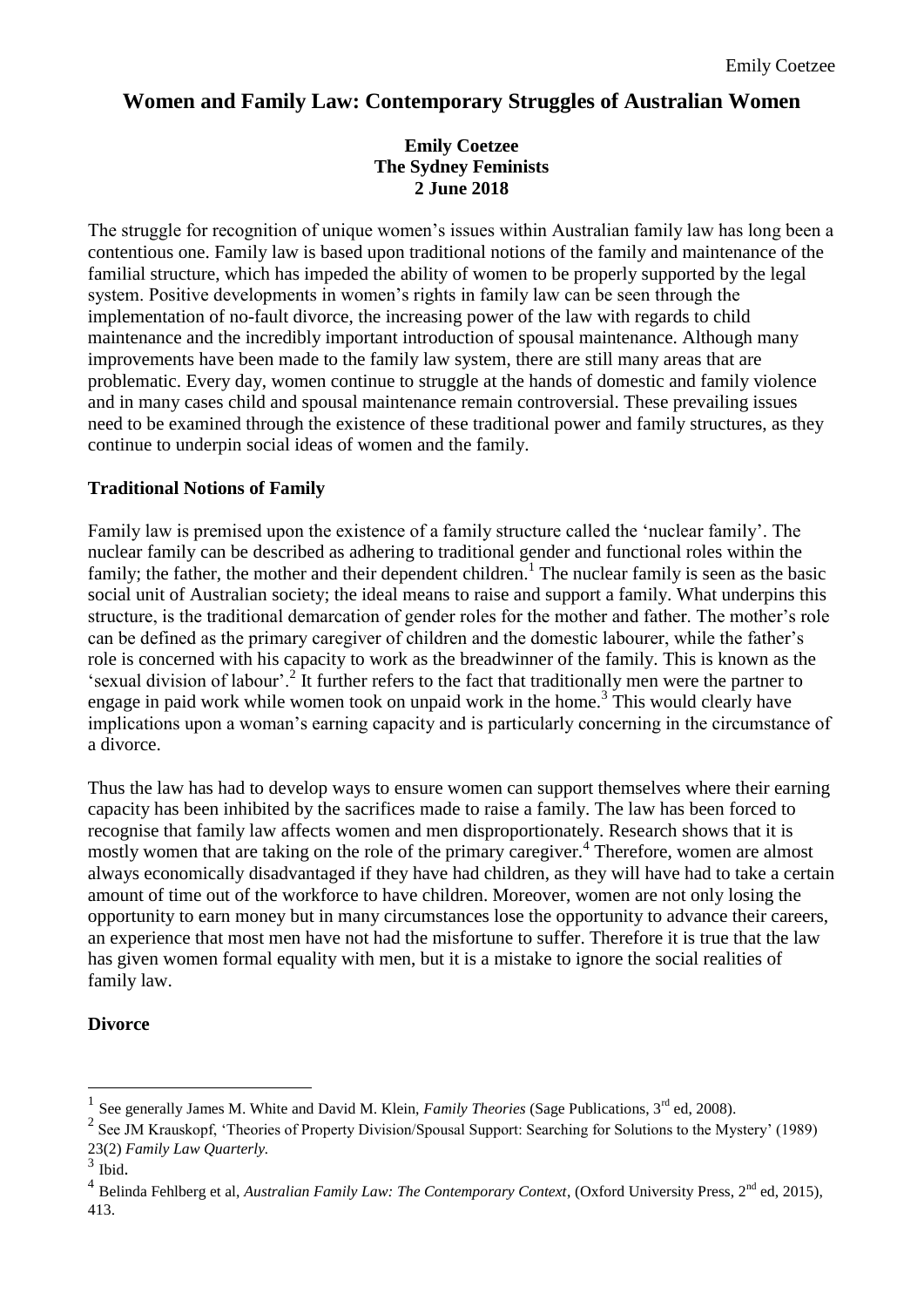# Women and Family Law: Contemporary Struggles of Australian Women

**Emily Coetzee**
**The Sydney Feminists**
**2 June 2018**

The struggle for recognition of unique women's issues within Australian family law has long been a contentious one. Family law is based upon traditional notions of the family and maintenance of the familial structure, which has impeded the ability of women to be properly supported by the legal system. Positive developments in women's rights in family law can be seen through the implementation of no-fault divorce, the increasing power of the law with regards to child maintenance and the incredibly important introduction of spousal maintenance. Although many improvements have been made to the family law system, there are still many areas that are problematic. Every day, women continue to struggle at the hands of domestic and family violence and in many cases child and spousal maintenance remain controversial. These prevailing issues need to be examined through the existence of these traditional power and family structures, as they continue to underpin social ideas of women and the family.

## Traditional Notions of Family

Family law is premised upon the existence of a family structure called the 'nuclear family'. The nuclear family can be described as adhering to traditional gender and functional roles within the family; the father, the mother and their dependent children.[1] The nuclear family is seen as the basic social unit of Australian society; the ideal means to raise and support a family. What underpins this structure, is the traditional demarcation of gender roles for the mother and father. The mother's role can be defined as the primary caregiver of children and the domestic labourer, while the father's role is concerned with his capacity to work as the breadwinner of the family. This is known as the 'sexual division of labour'.[2] It further refers to the fact that traditionally men were the partner to engage in paid work while women took on unpaid work in the home.[3] This would clearly have implications upon a woman's earning capacity and is particularly concerning in the circumstance of a divorce.

Thus the law has had to develop ways to ensure women can support themselves where their earning capacity has been inhibited by the sacrifices made to raise a family. The law has been forced to recognise that family law affects women and men disproportionately. Research shows that it is mostly women that are taking on the role of the primary caregiver.[4] Therefore, women are almost always economically disadvantaged if they have had children, as they will have had to take a certain amount of time out of the workforce to have children. Moreover, women are not only losing the opportunity to earn money but in many circumstances lose the opportunity to advance their careers, an experience that most men have not had the misfortune to suffer. Therefore it is true that the law has given women formal equality with men, but it is a mistake to ignore the social realities of family law.

## Divorce

---

[1] See generally James M. White and David M. Klein, *Family Theories* (Sage Publications, 3rd ed, 2008).

[2] See JM Krauskopf, 'Theories of Property Division/Spousal Support: Searching for Solutions to the Mystery' (1989) 23(2) *Family Law Quarterly.*

[3] Ibid.

[4] Belinda Fehlberg et al, *Australian Family Law: The Contemporary Context*, (Oxford University Press, 2nd ed, 2015), 413.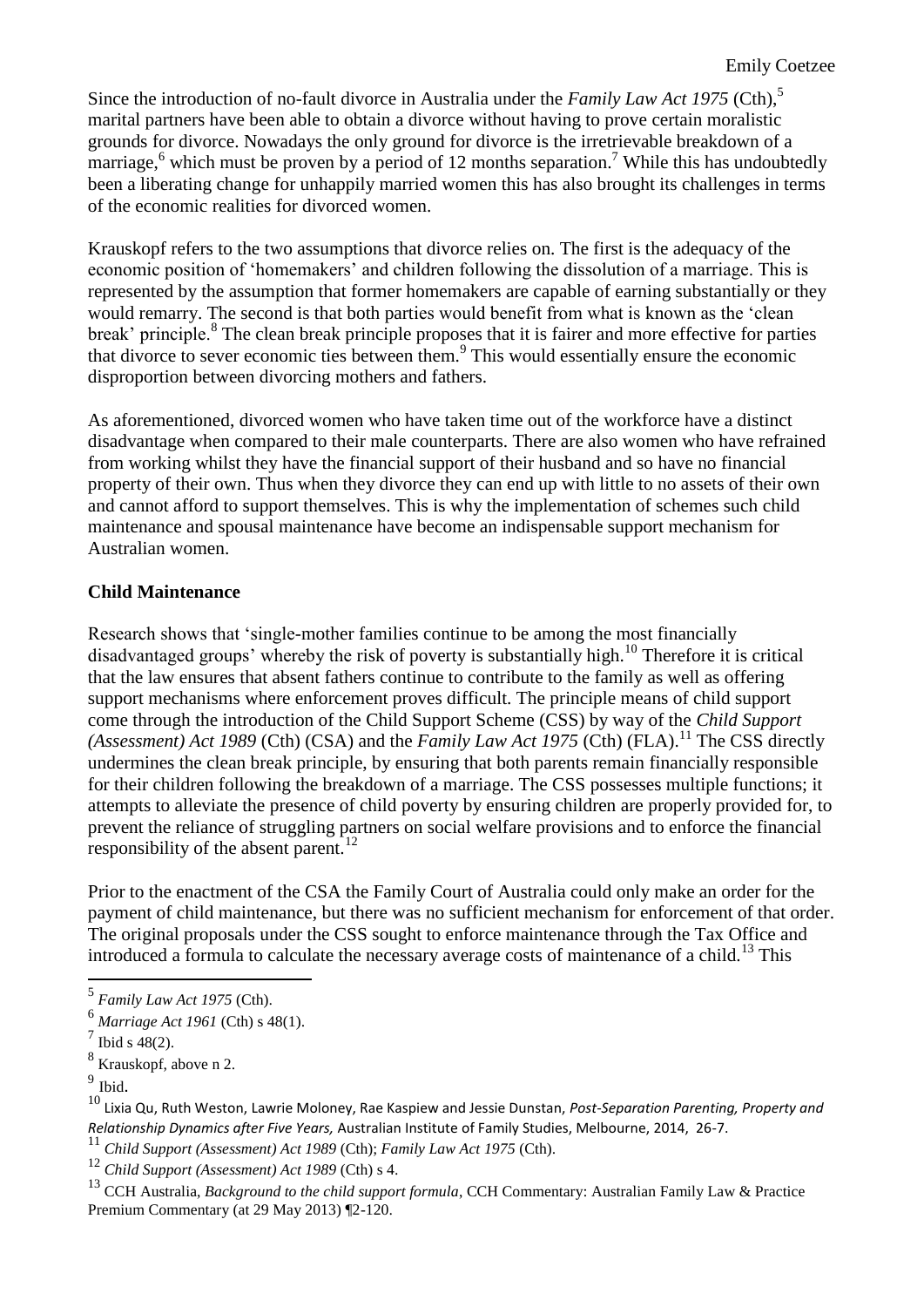Since the introduction of no-fault divorce in Australia under the *Family Law Act 1975* (Cth),[5] marital partners have been able to obtain a divorce without having to prove certain moralistic grounds for divorce. Nowadays the only ground for divorce is the irretrievable breakdown of a marriage,[6] which must be proven by a period of 12 months separation.[7] While this has undoubtedly been a liberating change for unhappily married women this has also brought its challenges in terms of the economic realities for divorced women.

Krauskopf refers to the two assumptions that divorce relies on. The first is the adequacy of the economic position of 'homemakers' and children following the dissolution of a marriage. This is represented by the assumption that former homemakers are capable of earning substantially or they would remarry. The second is that both parties would benefit from what is known as the 'clean break' principle.[8] The clean break principle proposes that it is fairer and more effective for parties that divorce to sever economic ties between them.[9] This would essentially ensure the economic disproportion between divorcing mothers and fathers.

As aforementioned, divorced women who have taken time out of the workforce have a distinct disadvantage when compared to their male counterparts. There are also women who have refrained from working whilst they have the financial support of their husband and so have no financial property of their own. Thus when they divorce they can end up with little to no assets of their own and cannot afford to support themselves. This is why the implementation of schemes such child maintenance and spousal maintenance have become an indispensable support mechanism for Australian women.

**Child Maintenance**

Research shows that 'single-mother families continue to be among the most financially disadvantaged groups' whereby the risk of poverty is substantially high.[10] Therefore it is critical that the law ensures that absent fathers continue to contribute to the family as well as offering support mechanisms where enforcement proves difficult. The principle means of child support come through the introduction of the Child Support Scheme (CSS) by way of the *Child Support (Assessment) Act 1989* (Cth) (CSA) and the *Family Law Act 1975* (Cth) (FLA).[11] The CSS directly undermines the clean break principle, by ensuring that both parents remain financially responsible for their children following the breakdown of a marriage. The CSS possesses multiple functions; it attempts to alleviate the presence of child poverty by ensuring children are properly provided for, to prevent the reliance of struggling partners on social welfare provisions and to enforce the financial responsibility of the absent parent.[12]

Prior to the enactment of the CSA the Family Court of Australia could only make an order for the payment of child maintenance, but there was no sufficient mechanism for enforcement of that order. The original proposals under the CSS sought to enforce maintenance through the Tax Office and introduced a formula to calculate the necessary average costs of maintenance of a child.[13] This

---

[5] *Family Law Act 1975* (Cth).

[6] *Marriage Act 1961* (Cth) s 48(1).

[7] Ibid s 48(2).

[8] Krauskopf, above n 2.

[9] Ibid.

[10] Lixia Qu, Ruth Weston, Lawrie Moloney, Rae Kaspiew and Jessie Dunstan, *Post-Separation Parenting, Property and Relationship Dynamics after Five Years,* Australian Institute of Family Studies, Melbourne, 2014, 26-7.

[11] *Child Support (Assessment) Act 1989* (Cth); *Family Law Act 1975* (Cth).

[12] *Child Support (Assessment) Act 1989* (Cth) s 4.

[13] CCH Australia, *Background to the child support formula*, CCH Commentary: Australian Family Law & Practice Premium Commentary (at 29 May 2013) ¶2-120.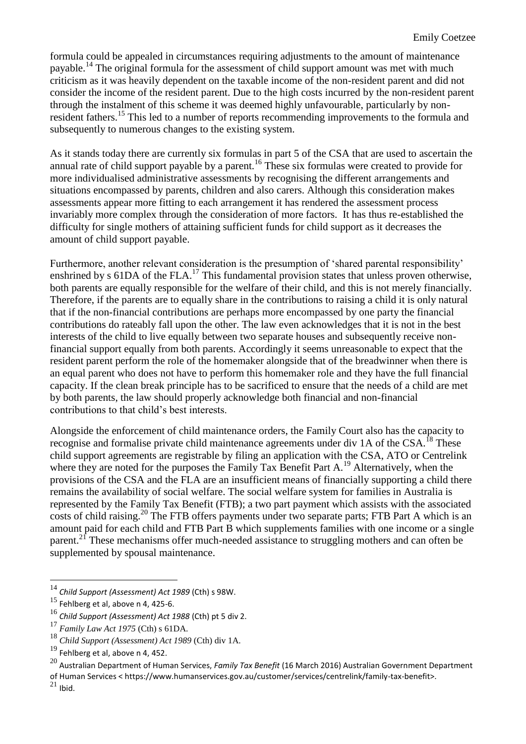formula could be appealed in circumstances requiring adjustments to the amount of maintenance payable.[14] The original formula for the assessment of child support amount was met with much criticism as it was heavily dependent on the taxable income of the non-resident parent and did not consider the income of the resident parent. Due to the high costs incurred by the non-resident parent through the instalment of this scheme it was deemed highly unfavourable, particularly by non-resident fathers.[15] This led to a number of reports recommending improvements to the formula and subsequently to numerous changes to the existing system.

As it stands today there are currently six formulas in part 5 of the CSA that are used to ascertain the annual rate of child support payable by a parent.[16] These six formulas were created to provide for more individualised administrative assessments by recognising the different arrangements and situations encompassed by parents, children and also carers. Although this consideration makes assessments appear more fitting to each arrangement it has rendered the assessment process invariably more complex through the consideration of more factors. It has thus re-established the difficulty for single mothers of attaining sufficient funds for child support as it decreases the amount of child support payable.

Furthermore, another relevant consideration is the presumption of 'shared parental responsibility' enshrined by s 61DA of the FLA.[17] This fundamental provision states that unless proven otherwise, both parents are equally responsible for the welfare of their child, and this is not merely financially. Therefore, if the parents are to equally share in the contributions to raising a child it is only natural that if the non-financial contributions are perhaps more encompassed by one party the financial contributions do rateably fall upon the other. The law even acknowledges that it is not in the best interests of the child to live equally between two separate houses and subsequently receive non-financial support equally from both parents. Accordingly it seems unreasonable to expect that the resident parent perform the role of the homemaker alongside that of the breadwinner when there is an equal parent who does not have to perform this homemaker role and they have the full financial capacity. If the clean break principle has to be sacrificed to ensure that the needs of a child are met by both parents, the law should properly acknowledge both financial and non-financial contributions to that child's best interests.

Alongside the enforcement of child maintenance orders, the Family Court also has the capacity to recognise and formalise private child maintenance agreements under div 1A of the CSA.[18] These child support agreements are registrable by filing an application with the CSA, ATO or Centrelink where they are noted for the purposes the Family Tax Benefit Part A.[19] Alternatively, when the provisions of the CSA and the FLA are an insufficient means of financially supporting a child there remains the availability of social welfare. The social welfare system for families in Australia is represented by the Family Tax Benefit (FTB); a two part payment which assists with the associated costs of child raising.[20] The FTB offers payments under two separate parts; FTB Part A which is an amount paid for each child and FTB Part B which supplements families with one income or a single parent.[21] These mechanisms offer much-needed assistance to struggling mothers and can often be supplemented by spousal maintenance.

---

[14] *Child Support (Assessment) Act 1989* (Cth) s 98W.

[15] Fehlberg et al, above n 4, 425-6.

[16] *Child Support (Assessment) Act 1988* (Cth) pt 5 div 2.

[17] *Family Law Act 1975* (Cth) s 61DA.

[18] *Child Support (Assessment) Act 1989* (Cth) div 1A.

[19] Fehlberg et al, above n 4, 452.

[20] Australian Department of Human Services, *Family Tax Benefit* (16 March 2016) Australian Government Department of Human Services < https://www.humanservices.gov.au/customer/services/centrelink/family-tax-benefit>.

[21] Ibid.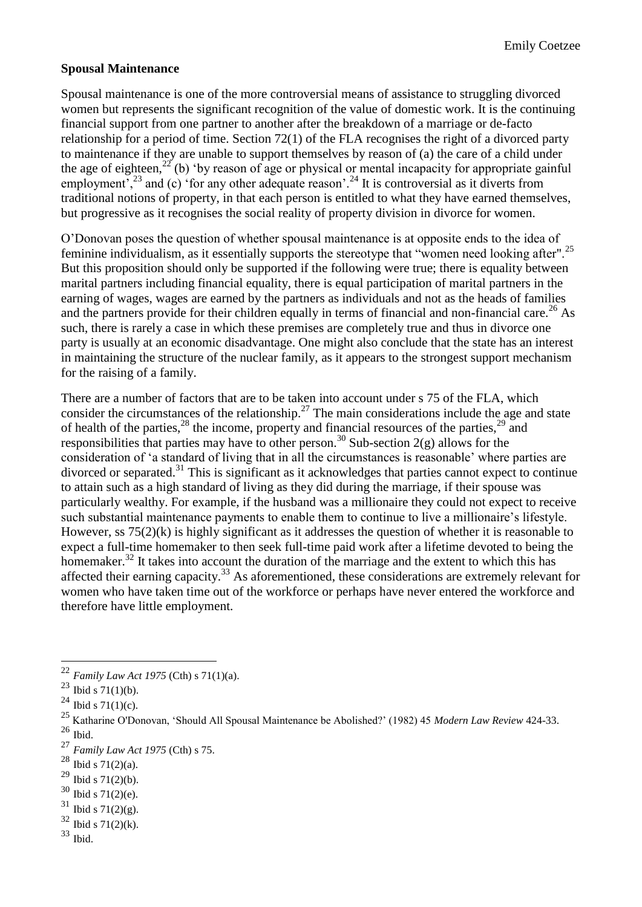**Spousal Maintenance**

Spousal maintenance is one of the more controversial means of assistance to struggling divorced women but represents the significant recognition of the value of domestic work. It is the continuing financial support from one partner to another after the breakdown of a marriage or de-facto relationship for a period of time. Section 72(1) of the FLA recognises the right of a divorced party to maintenance if they are unable to support themselves by reason of (a) the care of a child under the age of eighteen,[22] (b) 'by reason of age or physical or mental incapacity for appropriate gainful employment',[23] and (c) 'for any other adequate reason'.[24] It is controversial as it diverts from traditional notions of property, in that each person is entitled to what they have earned themselves, but progressive as it recognises the social reality of property division in divorce for women.

O'Donovan poses the question of whether spousal maintenance is at opposite ends to the idea of feminine individualism, as it essentially supports the stereotype that "women need looking after".[25] But this proposition should only be supported if the following were true; there is equality between marital partners including financial equality, there is equal participation of marital partners in the earning of wages, wages are earned by the partners as individuals and not as the heads of families and the partners provide for their children equally in terms of financial and non-financial care.[26] As such, there is rarely a case in which these premises are completely true and thus in divorce one party is usually at an economic disadvantage. One might also conclude that the state has an interest in maintaining the structure of the nuclear family, as it appears to the strongest support mechanism for the raising of a family.

There are a number of factors that are to be taken into account under s 75 of the FLA, which consider the circumstances of the relationship.[27] The main considerations include the age and state of health of the parties,[28] the income, property and financial resources of the parties,[29] and responsibilities that parties may have to other person.[30] Sub-section 2(g) allows for the consideration of 'a standard of living that in all the circumstances is reasonable' where parties are divorced or separated.[31] This is significant as it acknowledges that parties cannot expect to continue to attain such as a high standard of living as they did during the marriage, if their spouse was particularly wealthy. For example, if the husband was a millionaire they could not expect to receive such substantial maintenance payments to enable them to continue to live a millionaire's lifestyle. However, ss 75(2)(k) is highly significant as it addresses the question of whether it is reasonable to expect a full-time homemaker to then seek full-time paid work after a lifetime devoted to being the homemaker.[32] It takes into account the duration of the marriage and the extent to which this has affected their earning capacity.[33] As aforementioned, these considerations are extremely relevant for women who have taken time out of the workforce or perhaps have never entered the workforce and therefore have little employment.

---

[22] *Family Law Act 1975* (Cth) s 71(1)(a).

[23] Ibid s 71(1)(b).

[24] Ibid s 71(1)(c).

[25] Katharine O'Donovan, 'Should All Spousal Maintenance be Abolished?' (1982) 45 *Modern Law Review* 424-33.

[26] Ibid.

[27] *Family Law Act 1975* (Cth) s 75.

[28] Ibid s 71(2)(a).

[29] Ibid s 71(2)(b).

[30] Ibid s 71(2)(e).

[31] Ibid s 71(2)(g).

[32] Ibid s 71(2)(k).

[33] Ibid.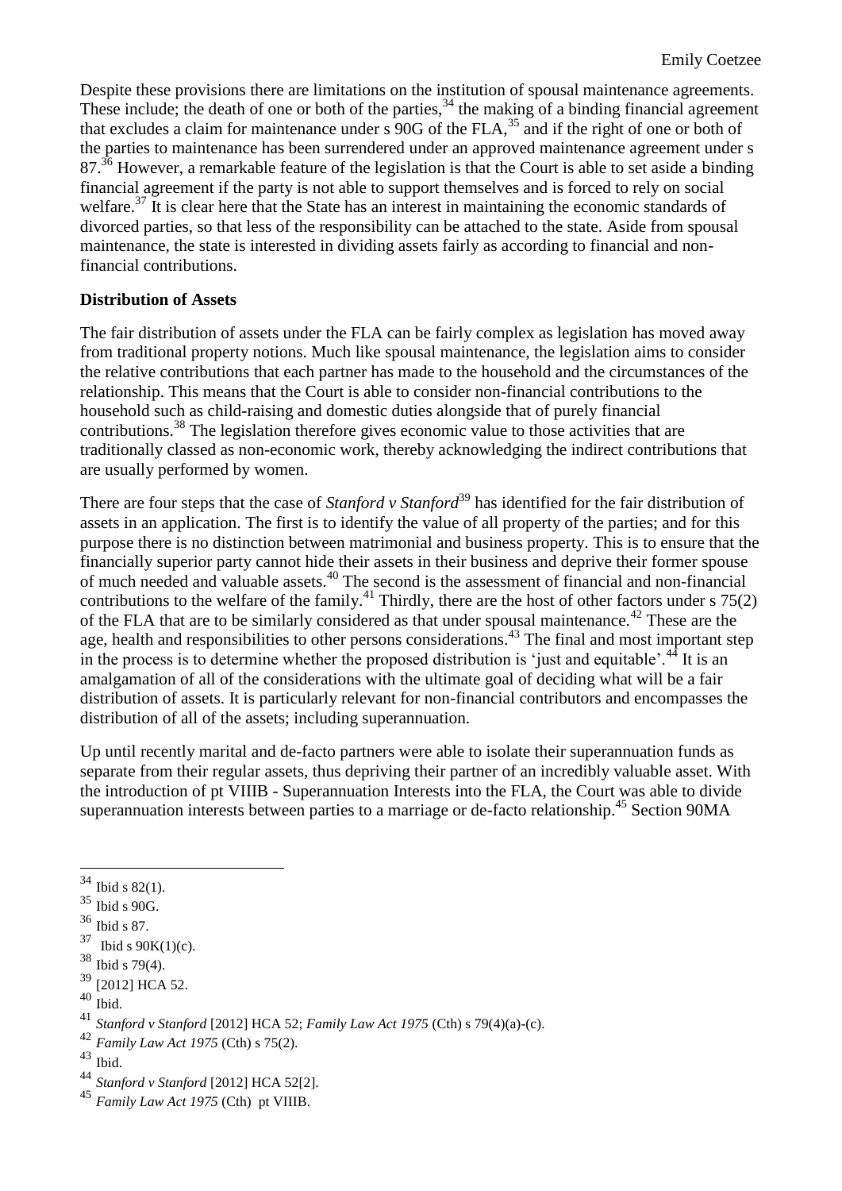Despite these provisions there are limitations on the institution of spousal maintenance agreements. These include; the death of one or both of the parties,[34] the making of a binding financial agreement that excludes a claim for maintenance under s 90G of the FLA,[35] and if the right of one or both of the parties to maintenance has been surrendered under an approved maintenance agreement under s 87.[36] However, a remarkable feature of the legislation is that the Court is able to set aside a binding financial agreement if the party is not able to support themselves and is forced to rely on social welfare.[37] It is clear here that the State has an interest in maintaining the economic standards of divorced parties, so that less of the responsibility can be attached to the state. Aside from spousal maintenance, the state is interested in dividing assets fairly as according to financial and non-financial contributions.

**Distribution of Assets**

The fair distribution of assets under the FLA can be fairly complex as legislation has moved away from traditional property notions. Much like spousal maintenance, the legislation aims to consider the relative contributions that each partner has made to the household and the circumstances of the relationship. This means that the Court is able to consider non-financial contributions to the household such as child-raising and domestic duties alongside that of purely financial contributions.[38] The legislation therefore gives economic value to those activities that are traditionally classed as non-economic work, thereby acknowledging the indirect contributions that are usually performed by women.

There are four steps that the case of *Stanford v Stanford*[39] has identified for the fair distribution of assets in an application. The first is to identify the value of all property of the parties; and for this purpose there is no distinction between matrimonial and business property. This is to ensure that the financially superior party cannot hide their assets in their business and deprive their former spouse of much needed and valuable assets.[40] The second is the assessment of financial and non-financial contributions to the welfare of the family.[41] Thirdly, there are the host of other factors under s 75(2) of the FLA that are to be similarly considered as that under spousal maintenance.[42] These are the age, health and responsibilities to other persons considerations.[43] The final and most important step in the process is to determine whether the proposed distribution is 'just and equitable'.[44] It is an amalgamation of all of the considerations with the ultimate goal of deciding what will be a fair distribution of assets. It is particularly relevant for non-financial contributors and encompasses the distribution of all of the assets; including superannuation.

Up until recently marital and de-facto partners were able to isolate their superannuation funds as separate from their regular assets, thus depriving their partner of an incredibly valuable asset. With the introduction of pt VIIIB - Superannuation Interests into the FLA, the Court was able to divide superannuation interests between parties to a marriage or de-facto relationship.[45] Section 90MA

---

[34] Ibid s 82(1).

[35] Ibid s 90G.

[36] Ibid s 87.

[37] Ibid s 90K(1)(c).

[38] Ibid s 79(4).

[39] [2012] HCA 52.

[40] Ibid.

[41] *Stanford v Stanford* [2012] HCA 52; *Family Law Act 1975* (Cth) s 79(4)(a)-(c).

[42] *Family Law Act 1975* (Cth) s 75(2).

[43] Ibid.

[44] *Stanford v Stanford* [2012] HCA 52[2].

[45] *Family Law Act 1975* (Cth) pt VIIIB.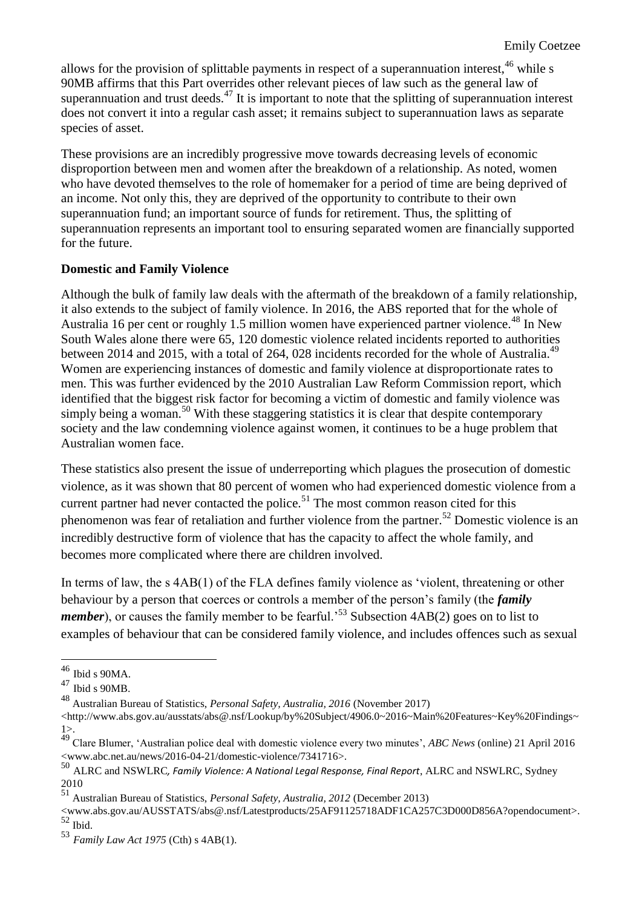allows for the provision of splittable payments in respect of a superannuation interest,[46] while s 90MB affirms that this Part overrides other relevant pieces of law such as the general law of superannuation and trust deeds.[47] It is important to note that the splitting of superannuation interest does not convert it into a regular cash asset; it remains subject to superannuation laws as separate species of asset.

These provisions are an incredibly progressive move towards decreasing levels of economic disproportion between men and women after the breakdown of a relationship. As noted, women who have devoted themselves to the role of homemaker for a period of time are being deprived of an income. Not only this, they are deprived of the opportunity to contribute to their own superannuation fund; an important source of funds for retirement. Thus, the splitting of superannuation represents an important tool to ensuring separated women are financially supported for the future.

**Domestic and Family Violence**

Although the bulk of family law deals with the aftermath of the breakdown of a family relationship, it also extends to the subject of family violence. In 2016, the ABS reported that for the whole of Australia 16 per cent or roughly 1.5 million women have experienced partner violence.[48] In New South Wales alone there were 65, 120 domestic violence related incidents reported to authorities between 2014 and 2015, with a total of 264, 028 incidents recorded for the whole of Australia.[49] Women are experiencing instances of domestic and family violence at disproportionate rates to men. This was further evidenced by the 2010 Australian Law Reform Commission report, which identified that the biggest risk factor for becoming a victim of domestic and family violence was simply being a woman.[50] With these staggering statistics it is clear that despite contemporary society and the law condemning violence against women, it continues to be a huge problem that Australian women face.

These statistics also present the issue of underreporting which plagues the prosecution of domestic violence, as it was shown that 80 percent of women who had experienced domestic violence from a current partner had never contacted the police.[51] The most common reason cited for this phenomenon was fear of retaliation and further violence from the partner.[52] Domestic violence is an incredibly destructive form of violence that has the capacity to affect the whole family, and becomes more complicated where there are children involved.

In terms of law, the s 4AB(1) of the FLA defines family violence as 'violent, threatening or other behaviour by a person that coerces or controls a member of the person's family (the ***family member***), or causes the family member to be fearful.'[53] Subsection 4AB(2) goes on to list to examples of behaviour that can be considered family violence, and includes offences such as sexual

---

[46] Ibid s 90MA.

[47] Ibid s 90MB.

[48] Australian Bureau of Statistics, *Personal Safety, Australia, 2016* (November 2017) <http://www.abs.gov.au/ausstats/abs@.nsf/Lookup/by%20Subject/4906.0~2016~Main%20Features~Key%20Findings~1>.

[49] Clare Blumer, 'Australian police deal with domestic violence every two minutes', *ABC News* (online) 21 April 2016 <www.abc.net.au/news/2016-04-21/domestic-violence/7341716>.

[50] ALRC and NSWLRC*, Family Violence: A National Legal Response, Final Report*, ALRC and NSWLRC, Sydney 2010

[51] Australian Bureau of Statistics, *Personal Safety, Australia, 2012* (December 2013) <www.abs.gov.au/AUSSTATS/abs@.nsf/Latestproducts/25AF91125718ADF1CA257C3D000D856A?opendocument>.

[52] Ibid.

[53] *Family Law Act 1975* (Cth) s 4AB(1).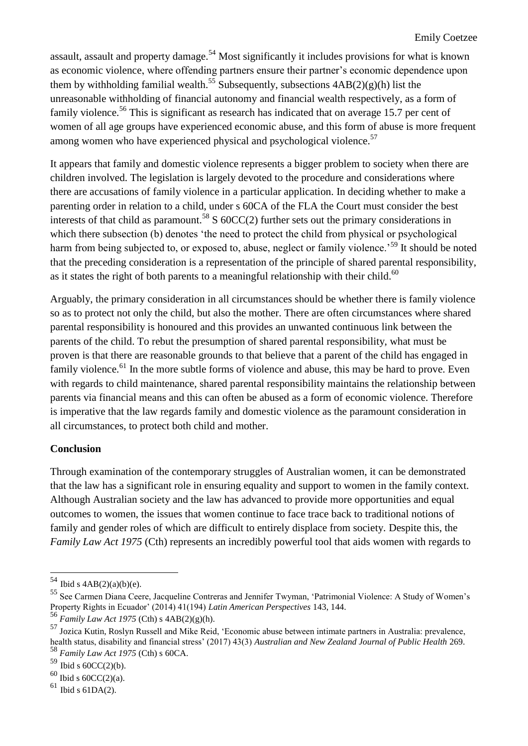assault, assault and property damage.[54] Most significantly it includes provisions for what is known as economic violence, where offending partners ensure their partner's economic dependence upon them by withholding familial wealth.[55] Subsequently, subsections 4AB(2)(g)(h) list the unreasonable withholding of financial autonomy and financial wealth respectively, as a form of family violence.[56] This is significant as research has indicated that on average 15.7 per cent of women of all age groups have experienced economic abuse, and this form of abuse is more frequent among women who have experienced physical and psychological violence.[57]

It appears that family and domestic violence represents a bigger problem to society when there are children involved. The legislation is largely devoted to the procedure and considerations where there are accusations of family violence in a particular application. In deciding whether to make a parenting order in relation to a child, under s 60CA of the FLA the Court must consider the best interests of that child as paramount.[58] S 60CC(2) further sets out the primary considerations in which there subsection (b) denotes 'the need to protect the child from physical or psychological harm from being subjected to, or exposed to, abuse, neglect or family violence.'[59] It should be noted that the preceding consideration is a representation of the principle of shared parental responsibility, as it states the right of both parents to a meaningful relationship with their child.[60]

Arguably, the primary consideration in all circumstances should be whether there is family violence so as to protect not only the child, but also the mother. There are often circumstances where shared parental responsibility is honoured and this provides an unwanted continuous link between the parents of the child. To rebut the presumption of shared parental responsibility, what must be proven is that there are reasonable grounds to that believe that a parent of the child has engaged in family violence.[61] In the more subtle forms of violence and abuse, this may be hard to prove. Even with regards to child maintenance, shared parental responsibility maintains the relationship between parents via financial means and this can often be abused as a form of economic violence. Therefore is imperative that the law regards family and domestic violence as the paramount consideration in all circumstances, to protect both child and mother.

**Conclusion**

Through examination of the contemporary struggles of Australian women, it can be demonstrated that the law has a significant role in ensuring equality and support to women in the family context. Although Australian society and the law has advanced to provide more opportunities and equal outcomes to women, the issues that women continue to face trace back to traditional notions of family and gender roles of which are difficult to entirely displace from society. Despite this, the *Family Law Act 1975* (Cth) represents an incredibly powerful tool that aids women with regards to

---

[54] Ibid s 4AB(2)(a)(b)(e).

[55] See Carmen Diana Ceere, Jacqueline Contreras and Jennifer Twyman, 'Patrimonial Violence: A Study of Women's Property Rights in Ecuador' (2014) 41(194) *Latin American Perspectives* 143, 144.

[56] *Family Law Act 1975* (Cth) s 4AB(2)(g)(h).

[57] Jozica Kutin, Roslyn Russell and Mike Reid, 'Economic abuse between intimate partners in Australia: prevalence, health status, disability and financial stress' (2017) 43(3) *Australian and New Zealand Journal of Public Health* 269.

[58] *Family Law Act 1975* (Cth) s 60CA.

[59] Ibid s 60CC(2)(b).

[60] Ibid s 60CC(2)(a).

[61] Ibid s 61DA(2).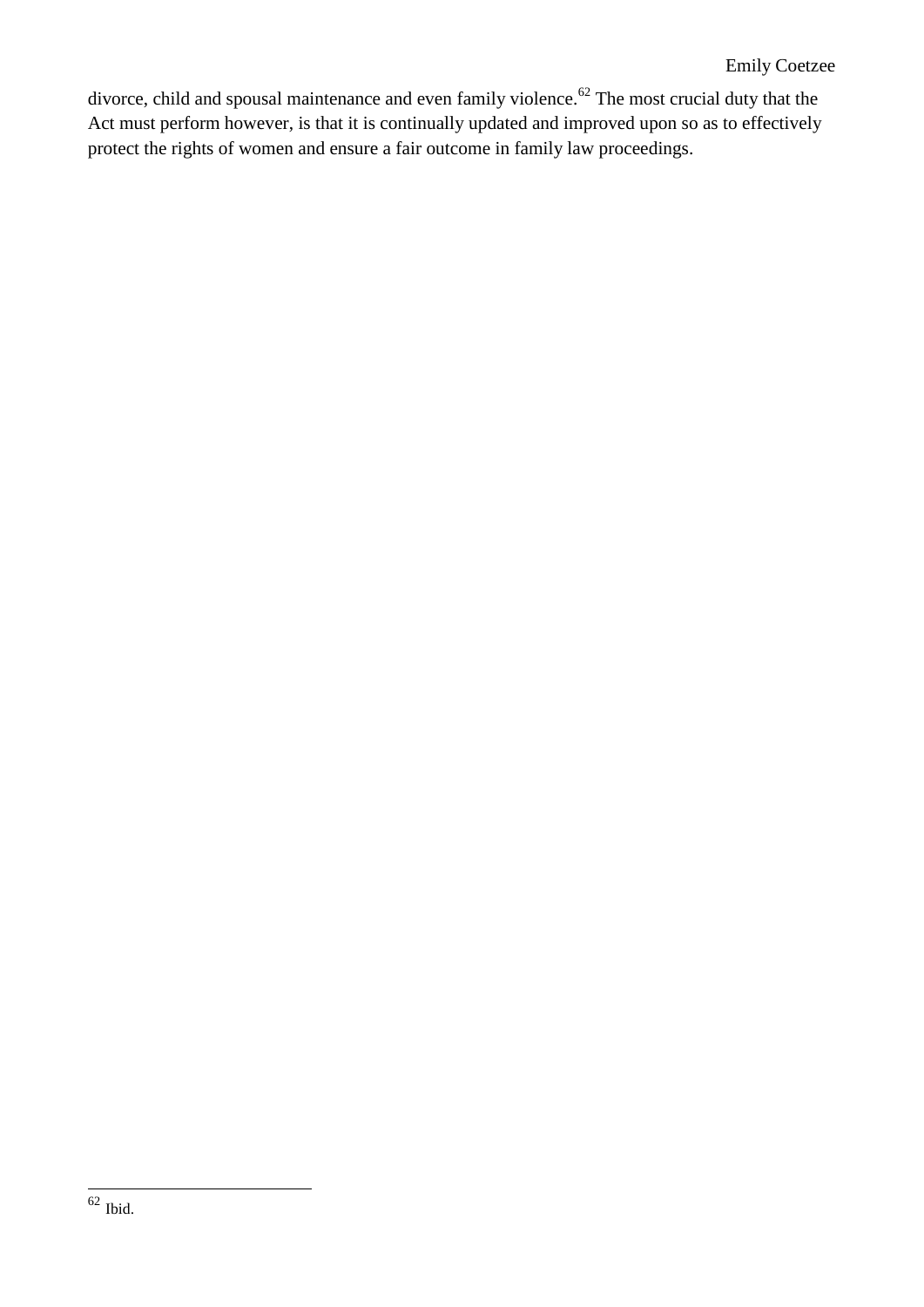divorce, child and spousal maintenance and even family violence.[62] The most crucial duty that the Act must perform however, is that it is continually updated and improved upon so as to effectively protect the rights of women and ensure a fair outcome in family law proceedings.

---

[62] Ibid.